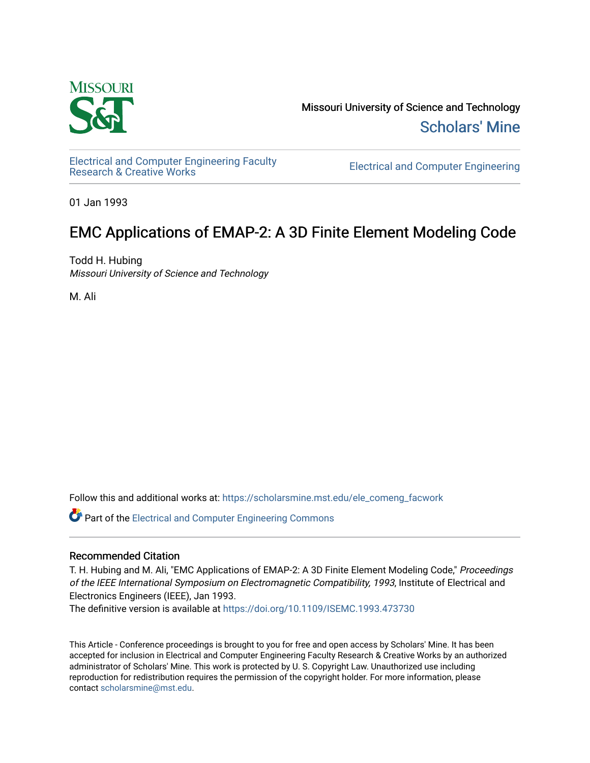Missouri University of Science and Technology

Scholars' Mine

Electrical and Computer Engineering Faculty Research & Creative Works

Electrical and Computer Engineering

01 Jan 1993

# EMC Applications of EMAP-2: A 3D Finite Element Modeling Code

Todd H. Hubing
*Missouri University of Science and Technology*

M. Ali

Follow this and additional works at: https://scholarsmine.mst.edu/ele_comeng_facwork

Part of the Electrical and Computer Engineering Commons

## Recommended Citation

T. H. Hubing and M. Ali, "EMC Applications of EMAP-2: A 3D Finite Element Modeling Code," *Proceedings of the IEEE International Symposium on Electromagnetic Compatibility, 1993*, Institute of Electrical and Electronics Engineers (IEEE), Jan 1993.

The definitive version is available at https://doi.org/10.1109/ISEMC.1993.473730

This Article - Conference proceedings is brought to you for free and open access by Scholars' Mine. It has been accepted for inclusion in Electrical and Computer Engineering Faculty Research & Creative Works by an authorized administrator of Scholars' Mine. This work is protected by U. S. Copyright Law. Unauthorized use including reproduction for redistribution requires the permission of the copyright holder. For more information, please contact scholarsmine@mst.edu.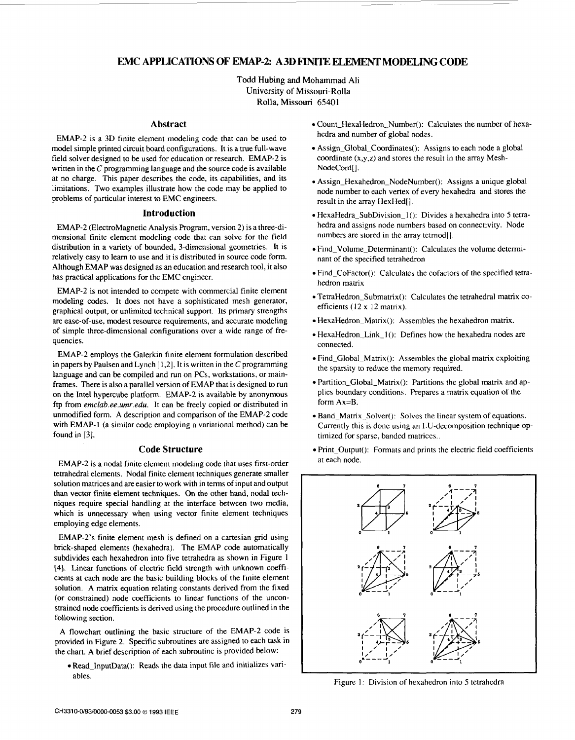# EMC APPLICATIONS OF EMAP-2: A 3D FINITE ELEMENT MODELING CODE

Todd Hubing and Mohammad Ali
University of Missouri-Rolla
Rolla, Missouri 65401

## Abstract

EMAP-2 is a 3D finite element modeling code that can be used to model simple printed circuit board configurations. It is a true full-wave field solver designed to be used for education or research. EMAP-2 is written in the *C* programming language and the source code is available at no charge. This paper describes the code, its capabilities, and its limitations. Two examples illustrate how the code may be applied to problems of particular interest to EMC engineers.

## Introduction

EMAP-2 (ElectroMagnetic Analysis Program, version 2) is a three-dimensional finite element modeling code that can solve for the field distribution in a variety of bounded, 3-dimensional geometries. It is relatively easy to learn to use and it is distributed in source code form. Although EMAP was designed as an education and research tool, it also has practical applications for the EMC engineer.

EMAP-2 is not intended to compete with commercial finite element modeling codes. It does not have a sophisticated mesh generator, graphical output, or unlimited technical support. Its primary strengths are ease-of-use, modest resource requirements, and accurate modeling of simple three-dimensional configurations over a wide range of frequencies.

EMAP-2 employs the Galerkin finite element formulation described in papers by Paulsen and Lynch [1,2]. It is written in the *C* programming language and can be compiled and run on PCs, workstations, or mainframes. There is also a parallel version of EMAP that is designed to run on the Intel hypercube platform. EMAP-2 is available by anonymous ftp from *emclab.ee.umr.edu*. It can be freely copied or distributed in unmodified form. A description and comparison of the EMAP-2 code with EMAP-1 (a similar code employing a variational method) can be found in [3].

## Code Structure

EMAP-2 is a nodal finite element modeling code that uses first-order tetrahedral elements. Nodal finite element techniques generate smaller solution matrices and are easier to work with in terms of input and output than vector finite element techniques. On the other hand, nodal techniques require special handling at the interface between two media, which is unnecessary when using vector finite element techniques employing edge elements.

EMAP-2's finite element mesh is defined on a cartesian grid using brick-shaped elements (hexahedra). The EMAP code automatically subdivides each hexahedron into five tetrahedra as shown in Figure 1 [4]. Linear functions of electric field strength with unknown coefficients at each node are the basic building blocks of the finite element solution. A matrix equation relating constants derived from the fixed (or constrained) node coefficients to linear functions of the unconstrained node coefficients is derived using the procedure outlined in the following section.

A flowchart outlining the basic structure of the EMAP-2 code is provided in Figure 2. Specific subroutines are assigned to each task in the chart. A brief description of each subroutine is provided below:

- Read_InputData(): Reads the data input file and initializes variables.
- Count_HexaHedron_Number(): Calculates the number of hexahedra and number of global nodes.
- Assign_Global_Coordinates(): Assigns to each node a global coordinate (x,y,z) and stores the result in the array MeshNodeCord[].
- Assign_Hexahedron_NodeNumber(): Assigns a unique global node number to each vertex of every hexahedra and stores the result in the array HexHed[].
- HexaHedra_SubDivision_1(): Divides a hexahedra into 5 tetrahedra and assigns node numbers based on connectivity. Node numbers are stored in the array tetrnod[].
- Find_Volume_Determinant(): Calculates the volume determinant of the specified tetrahedron
- Find_CoFactor(): Calculates the cofactors of the specified tetrahedron matrix
- TetraHedron_Submatrix(): Calculates the tetrahedral matrix coefficients (12 x 12 matrix).
- HexaHedron_Matrix(): Assembles the hexahedron matrix.
- HexaHedron_Link_1(): Defines how the hexahedra nodes are connected.
- Find_Global_Matrix(): Assembles the global matrix exploiting the sparsity to reduce the memory required.
- Partition_Global_Matrix(): Partitions the global matrix and applies boundary conditions. Prepares a matrix equation of the form Ax=B.
- Band_Matrix_Solver(): Solves the linear system of equations. Currently this is done using an LU-decomposition technique optimized for sparse, banded matrices..
- Print_Output(): Formats and prints the electric field coefficients at each node.

Figure 1: Division of hexahedron into 5 tetrahedra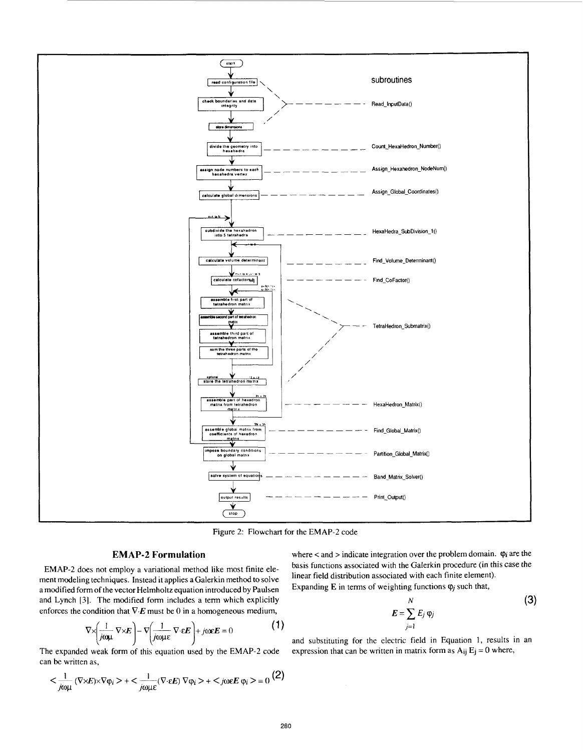Figure 2: Flowchart for the EMAP-2 code

## EMAP-2 Formulation

EMAP-2 does not employ a variational method like most finite element modeling techniques. Instead it applies a Galerkin method to solve a modified form of the vector Helmholtz equation introduced by Paulsen and Lynch [3]. The modified form includes a term which explicitly enforces the condition that $\nabla \cdot \boldsymbol{E}$ must be 0 in a homogeneous medium,

$$\nabla \times \left( \frac{1}{j\omega\mu} \nabla \times \boldsymbol{E} \right) - \nabla \left( \frac{1}{j\omega\mu\varepsilon} \nabla \cdot \varepsilon \boldsymbol{E} \right) + j\omega\varepsilon \boldsymbol{E} = 0 \tag{1}$$

The expanded weak form of this equation used by the EMAP-2 code can be written as,

$$< \frac{1}{j\omega\mu} (\nabla \times \boldsymbol{E}) \times \nabla \varphi_i > + < \frac{1}{j\omega\mu\varepsilon} (\nabla \cdot \varepsilon \boldsymbol{E}) \nabla \varphi_i > + < j\omega\varepsilon \boldsymbol{E}\, \varphi_i > = 0 \tag{2}$$

where < and > indicate integration over the problem domain. $\varphi_i$ are the basis functions associated with the Galerkin procedure (in this case the linear field distribution associated with each finite element).

Expanding **E** in terms of weighting functions $\varphi_j$ such that,

$$\boldsymbol{E} = \sum_{j=1}^{N} E_j \varphi_j \tag{3}$$

and substituting for the electric field in Equation 1, results in an expression that can be written in matrix form as $A_{ij} E_j = 0$ where,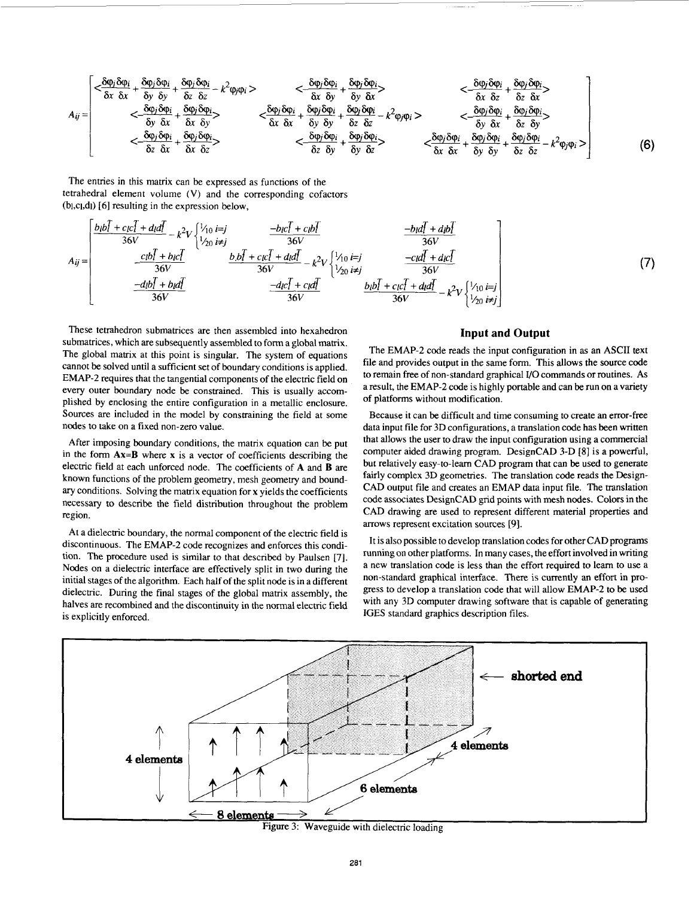$$
A_{ij} = \begin{bmatrix}
<\frac{\delta\varphi_j}{\delta x}\frac{\delta\varphi_i}{\delta x}+\frac{\delta\varphi_j}{\delta y}\frac{\delta\varphi_i}{\delta y}+\frac{\delta\varphi_j}{\delta z}\frac{\delta\varphi_i}{\delta z}-k^2\varphi_j\varphi_i> & <-\frac{\delta\varphi_j}{\delta x}\frac{\delta\varphi_i}{\delta y}+\frac{\delta\varphi_j}{\delta y}\frac{\delta\varphi_i}{\delta x}> & <-\frac{\delta\varphi_j}{\delta x}\frac{\delta\varphi_i}{\delta z}+\frac{\delta\varphi_j}{\delta z}\frac{\delta\varphi_i}{\delta x}> \\
<-\frac{\delta\varphi_j}{\delta y}\frac{\delta\varphi_i}{\delta x}+\frac{\delta\varphi_j}{\delta x}\frac{\delta\varphi_i}{\delta y}> & <\frac{\delta\varphi_j}{\delta x}\frac{\delta\varphi_i}{\delta x}+\frac{\delta\varphi_j}{\delta y}\frac{\delta\varphi_i}{\delta y}+\frac{\delta\varphi_j}{\delta z}\frac{\delta\varphi_i}{\delta z}-k^2\varphi_j\varphi_i> & <-\frac{\delta\varphi_j}{\delta y}\frac{\delta\varphi_i}{\delta x}+\frac{\delta\varphi_j}{\delta z}\frac{\delta\varphi_i}{\delta y}> \\
<-\frac{\delta\varphi_j}{\delta z}\frac{\delta\varphi_i}{\delta x}+\frac{\delta\varphi_j}{\delta x}\frac{\delta\varphi_i}{\delta z}> & <-\frac{\delta\varphi_j}{\delta z}\frac{\delta\varphi_i}{\delta y}+\frac{\delta\varphi_j}{\delta y}\frac{\delta\varphi_i}{\delta z}> & <\frac{\delta\varphi_j}{\delta x}\frac{\delta\varphi_i}{\delta x}+\frac{\delta\varphi_j}{\delta y}\frac{\delta\varphi_i}{\delta y}+\frac{\delta\varphi_j}{\delta z}\frac{\delta\varphi_i}{\delta z}-k^2\varphi_j\varphi_i>
\end{bmatrix} \quad (6)
$$

The entries in this matrix can be expressed as functions of the tetrahedral element volume (V) and the corresponding cofactors ($b_l, c_l, d_l$) [6] resulting in the expression below,

$$
A_{ij} = \begin{bmatrix}
\frac{b_l b_l^T + c_l c_l^T + d_l d_l^T}{36V} - k^2 V \begin{cases} 1/10 & i=j \\ 1/20 & i \neq j \end{cases} & \frac{-b_l c_l^T + c_l b_l^T}{36V} & \frac{-b_l d_l^T + d_l b_l^T}{36V} \\
\frac{-c_l b_l^T + b_l c_l^T}{36V} & \frac{b_l b_l^T + c_l c_l^T + d_l d_l^T}{36V} - k^2 V \begin{cases} 1/10 & i=j \\ 1/20 & i \neq j \end{cases} & \frac{-c_l d_l^T + d_l c_l^T}{36V} \\
\frac{-d_l b_l^T + b_l d_l^T}{36V} & \frac{-d_l c_l^T + c_l d_l^T}{36V} & \frac{b_l b_l^T + c_l c_l^T + d_l d_l^T}{36V} - k^2 V \begin{cases} 1/10 & i=j \\ 1/20 & i \neq j \end{cases}
\end{bmatrix} \quad (7)
$$

These tetrahedron submatrices are then assembled into hexahedron submatrices, which are subsequently assembled to form a global matrix. The global matrix at this point is singular. The system of equations cannot be solved until a sufficient set of boundary conditions is applied. EMAP-2 requires that the tangential components of the electric field on every outer boundary node be constrained. This is usually accomplished by enclosing the entire configuration in a metallic enclosure. Sources are included in the model by constraining the field at some nodes to take on a fixed non-zero value.

After imposing boundary conditions, the matrix equation can be put in the form **Ax=B** where **x** is a vector of coefficients describing the electric field at each unforced node. The coefficients of **A** and **B** are known functions of the problem geometry, mesh geometry and boundary conditions. Solving the matrix equation for **x** yields the coefficients necessary to describe the field distribution throughout the problem region.

At a dielectric boundary, the normal component of the electric field is discontinuous. The EMAP-2 code recognizes and enforces this condition. The procedure used is similar to that described by Paulsen [7]. Nodes on a dielectric interface are effectively split in two during the initial stages of the algorithm. Each half of the split node is in a different dielectric. During the final stages of the global matrix assembly, the halves are recombined and the discontinuity in the normal electric field is explicitly enforced.

## Input and Output

The EMAP-2 code reads the input configuration in as an ASCII text file and provides output in the same form. This allows the source code to remain free of non-standard graphical I/O commands or routines. As a result, the EMAP-2 code is highly portable and can be run on a variety of platforms without modification.

Because it can be difficult and time consuming to create an error-free data input file for 3D configurations, a translation code has been written that allows the user to draw the input configuration using a commercial computer aided drawing program. DesignCAD 3-D [8] is a powerful, but relatively easy-to-learn CAD program that can be used to generate fairly complex 3D geometries. The translation code reads the DesignCAD output file and creates an EMAP data input file. The translation code associates DesignCAD grid points with mesh nodes. Colors in the CAD drawing are used to represent different material properties and arrows represent excitation sources [9].

It is also possible to develop translation codes for other CAD programs running on other platforms. In many cases, the effort involved in writing a new translation code is less than the effort required to learn to use a non-standard graphical interface. There is currently an effort in progress to develop a translation code that will allow EMAP-2 to be used with any 3D computer drawing software that is capable of generating IGES standard graphics description files.

Figure 3: Waveguide with dielectric loading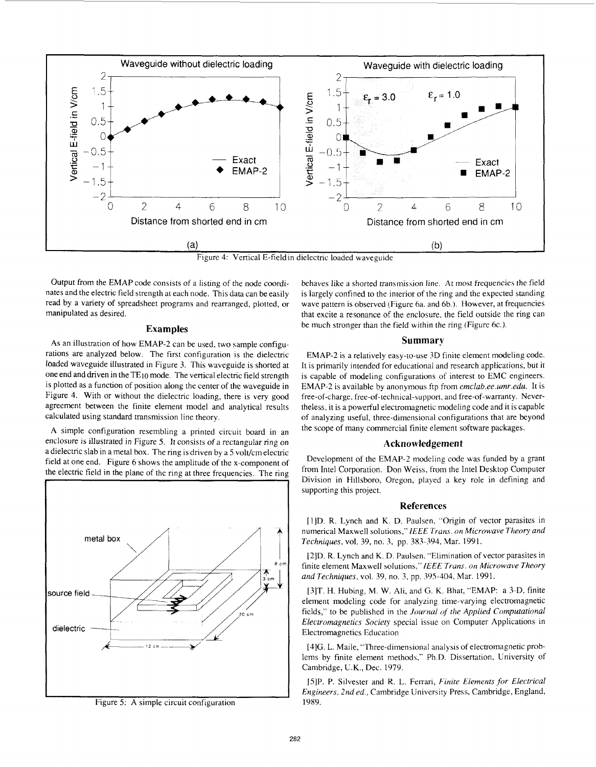Figure 4: Vertical E-field in dielectric loaded waveguide

Output from the EMAP code consists of a listing of the node coordinates and the electric field strength at each node. This data can be easily read by a variety of spreadsheet programs and rearranged, plotted, or manipulated as desired.

## Examples

As an illustration of how EMAP-2 can be used, two sample configurations are analyzed below. The first configuration is the dielectric loaded waveguide illustrated in Figure 3. This waveguide is shorted at one end and driven in the $TE_{10}$ mode. The vertical electric field strength is plotted as a function of position along the center of the waveguide in Figure 4. With or without the dielectric loading, there is very good agreement between the finite element model and analytical results calculated using standard transmission line theory.

A simple configuration resembling a printed circuit board in an enclosure is illustrated in Figure 5. It consists of a rectangular ring on a dielectric slab in a metal box. The ring is driven by a 5 volt/cm electric field at one end. Figure 6 shows the amplitude of the x-component of the electric field in the plane of the ring at three frequencies. The ring behaves like a shorted transmission line. At most frequencies the field is largely confined to the interior of the ring and the expected standing wave pattern is observed (Figure 6a. and 6b.). However, at frequencies that excite a resonance of the enclosure, the field outside the ring can be much stronger than the field within the ring (Figure 6c.).

Figure 5: A simple circuit configuration

## Summary

EMAP-2 is a relatively easy-to-use 3D finite element modeling code. It is primarily intended for educational and research applications, but it is capable of modeling configurations of interest to EMC engineers. EMAP-2 is available by anonymous ftp from *emclab.ee.umr.edu*. It is free-of-charge, free-of-technical-support, and free-of-warranty. Nevertheless, it is a powerful electromagnetic modeling code and it is capable of analyzing useful, three-dimensional configurations that are beyond the scope of many commercial finite element software packages.

## Acknowledgement

Development of the EMAP-2 modeling code was funded by a grant from Intel Corporation. Don Weiss, from the Intel Desktop Computer Division in Hillsboro, Oregon, played a key role in defining and supporting this project.

## References

[1] D. R. Lynch and K. D. Paulsen, "Origin of vector parasites in numerical Maxwell solutions," *IEEE Trans. on Microwave Theory and Techniques*, vol. 39, no. 3, pp. 383-394, Mar. 1991.

[2] D. R. Lynch and K. D. Paulsen, "Elimination of vector parasites in finite element Maxwell solutions," *IEEE Trans. on Microwave Theory and Techniques*, vol. 39, no. 3, pp. 395-404, Mar. 1991.

[3] T. H. Hubing, M. W. Ali, and G. K. Bhat, "EMAP: a 3-D, finite element modeling code for analyzing time-varying electromagnetic fields," to be published in the *Journal of the Applied Computational Electromagnetics Society* special issue on Computer Applications in Electromagnetics Education

[4] G. L. Maile, "Three-dimensional analysis of electromagnetic problems by finite element methods," Ph.D. Dissertation, University of Cambridge, U.K., Dec. 1979.

[5] P. P. Silvester and R. L. Ferrari, *Finite Elements for Electrical Engineers, 2nd ed.*, Cambridge University Press, Cambridge, England, 1989.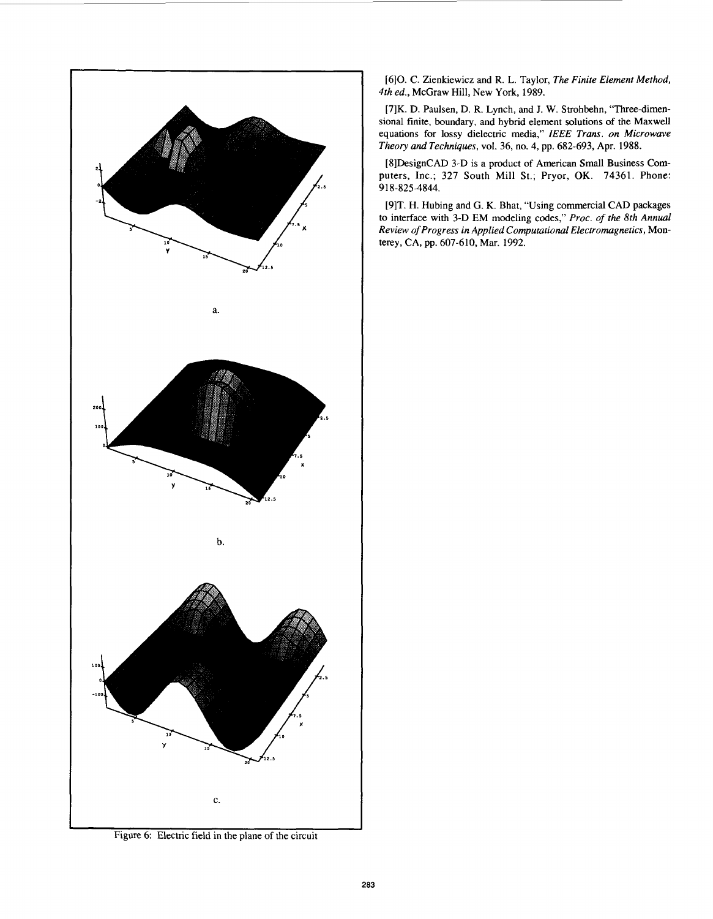a.

b.

c.

Figure 6: Electric field in the plane of the circuit

[6]O. C. Zienkiewicz and R. L. Taylor, *The Finite Element Method, 4th ed.*, McGraw Hill, New York, 1989.

[7]K. D. Paulsen, D. R. Lynch, and J. W. Strohbehn, "Three-dimensional finite, boundary, and hybrid element solutions of the Maxwell equations for lossy dielectric media," *IEEE Trans. on Microwave Theory and Techniques*, vol. 36, no. 4, pp. 682-693, Apr. 1988.

[8]DesignCAD 3-D is a product of American Small Business Computers, Inc.; 327 South Mill St.; Pryor, OK. 74361. Phone: 918-825-4844.

[9]T. H. Hubing and G. K. Bhat, "Using commercial CAD packages to interface with 3-D EM modeling codes," *Proc. of the 8th Annual Review of Progress in Applied Computational Electromagnetics*, Monterey, CA, pp. 607-610, Mar. 1992.